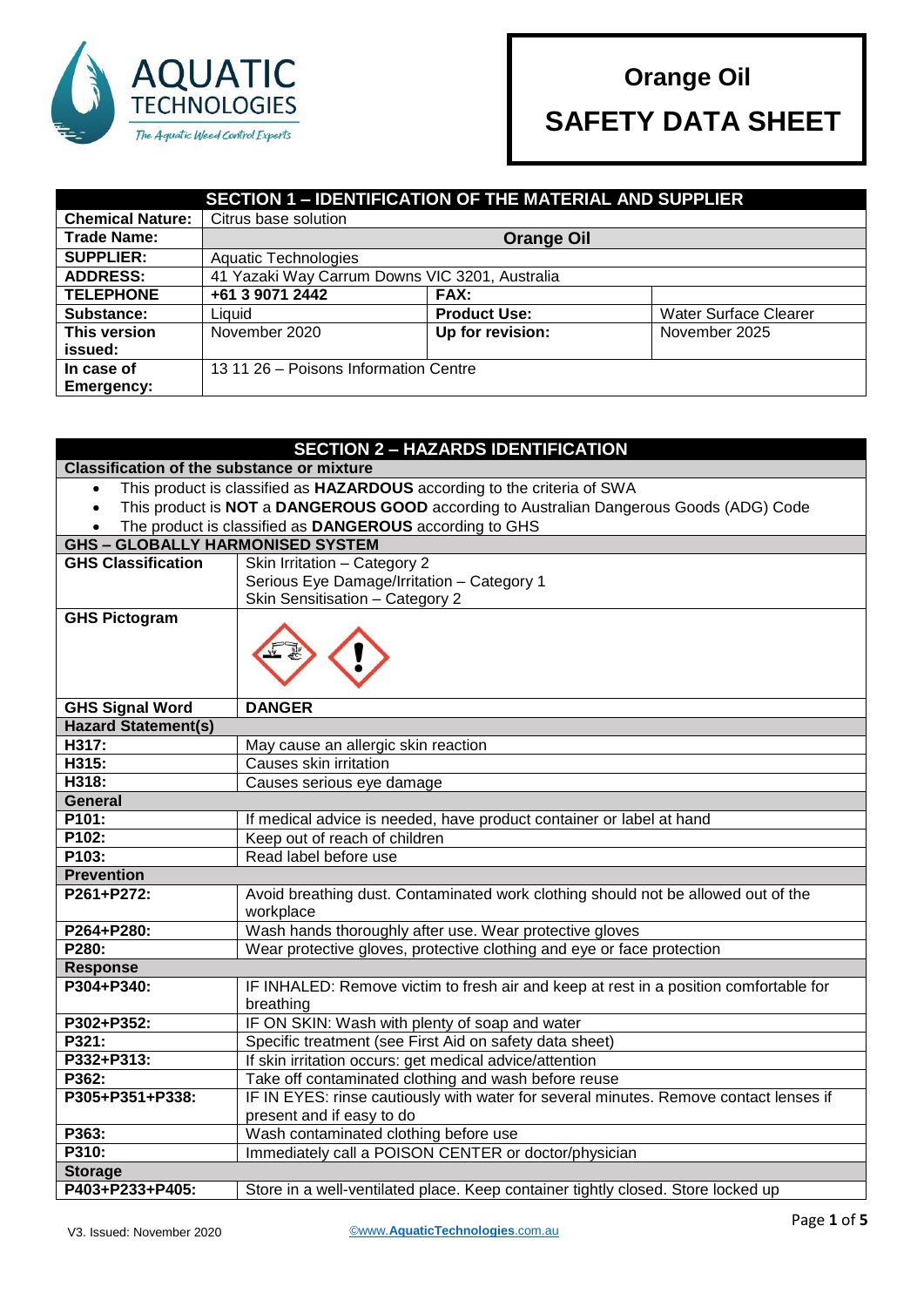# Orange Oil

# SAFETY DATA SHEET

| SECTION 1 – IDENTIFICATION OF THE MATERIAL AND SUPPLIER | | | |
|---|---|---|---|
| **Chemical Nature:** | Citrus base solution | | |
| **Trade Name:** | **Orange Oil** | | |
| **SUPPLIER:** | Aquatic Technologies | | |
| **ADDRESS:** | 41 Yazaki Way Carrum Downs VIC 3201, Australia | | |
| **TELEPHONE** | **+61 3 9071 2442** | **FAX:** | |
| **Substance:** | Liquid | **Product Use:** | Water Surface Clearer |
| **This version issued:** | November 2020 | **Up for revision:** | November 2025 |
| **In case of Emergency:** | 13 11 26 – Poisons Information Centre | | |

## SECTION 2 – HAZARDS IDENTIFICATION

**Classification of the substance or mixture**

- This product is classified as **HAZARDOUS** according to the criteria of SWA
- This product is **NOT** a **DANGEROUS GOOD** according to Australian Dangerous Goods (ADG) Code
- The product is classified as **DANGEROUS** according to GHS

| GHS – GLOBALLY HARMONISED SYSTEM | |
|---|---|
| **GHS Classification** | Skin Irritation – Category 2<br>Serious Eye Damage/Irritation – Category 1<br>Skin Sensitisation – Category 2 |
| **GHS Pictogram** | |
| **GHS Signal Word** | **DANGER** |
| **Hazard Statement(s)** | |
| **H317:** | May cause an allergic skin reaction |
| **H315:** | Causes skin irritation |
| **H318:** | Causes serious eye damage |
| **General** | |
| **P101:** | If medical advice is needed, have product container or label at hand |
| **P102:** | Keep out of reach of children |
| **P103:** | Read label before use |
| **Prevention** | |
| **P261+P272:** | Avoid breathing dust. Contaminated work clothing should not be allowed out of the workplace |
| **P264+P280:** | Wash hands thoroughly after use. Wear protective gloves |
| **P280:** | Wear protective gloves, protective clothing and eye or face protection |
| **Response** | |
| **P304+P340:** | IF INHALED: Remove victim to fresh air and keep at rest in a position comfortable for breathing |
| **P302+P352:** | IF ON SKIN: Wash with plenty of soap and water |
| **P321:** | Specific treatment (see First Aid on safety data sheet) |
| **P332+P313:** | If skin irritation occurs: get medical advice/attention |
| **P362:** | Take off contaminated clothing and wash before reuse |
| **P305+P351+P338:** | IF IN EYES: rinse cautiously with water for several minutes. Remove contact lenses if present and if easy to do |
| **P363:** | Wash contaminated clothing before use |
| **P310:** | Immediately call a POISON CENTER or doctor/physician |
| **Storage** | |
| **P403+P233+P405:** | Store in a well-ventilated place. Keep container tightly closed. Store locked up |

V3. Issued: November 2020

©www.AquaticTechnologies.com.au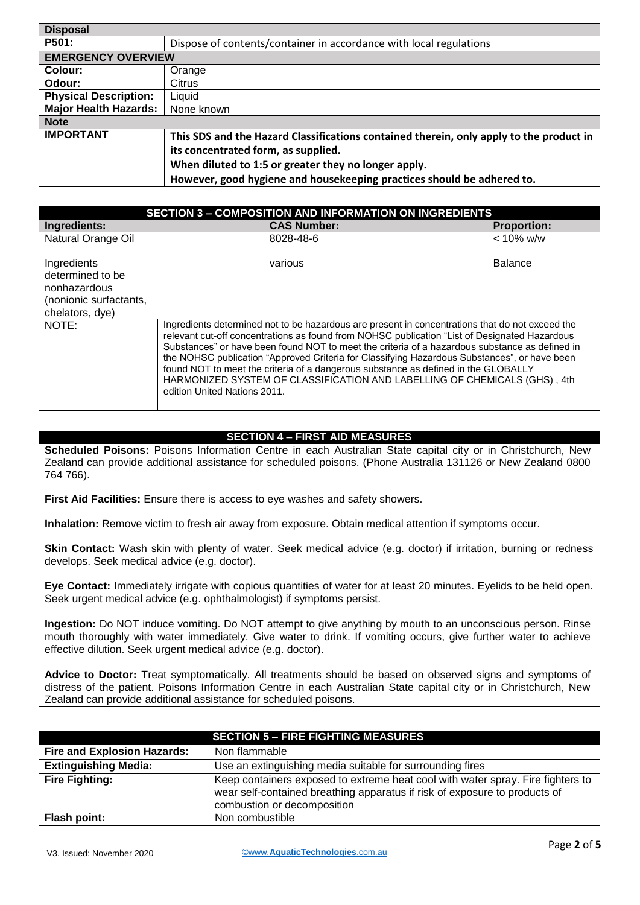| Disposal | |
|---|---|
| **P501:** | Dispose of contents/container in accordance with local regulations |

| EMERGENCY OVERVIEW | |
|---|---|
| **Colour:** | Orange |
| **Odour:** | Citrus |
| **Physical Description:** | Liquid |
| **Major Health Hazards:** | None known |

| Note | |
|---|---|
| **IMPORTANT** | **This SDS and the Hazard Classifications contained therein, only apply to the product in its concentrated form, as supplied.**<br>**When diluted to 1:5 or greater they no longer apply.**<br>**However, good hygiene and housekeeping practices should be adhered to.** |

## SECTION 3 – COMPOSITION AND INFORMATION ON INGREDIENTS

| Ingredients: | CAS Number: | Proportion: |
|---|---|---|
| Natural Orange Oil | 8028-48-6 | < 10% w/w |
| Ingredients determined to be nonhazardous (nonionic surfactants, chelators, dye) | various | Balance |
| NOTE: | Ingredients determined not to be hazardous are present in concentrations that do not exceed the relevant cut-off concentrations as found from NOHSC publication "List of Designated Hazardous Substances" or have been found NOT to meet the criteria of a hazardous substance as defined in the NOHSC publication "Approved Criteria for Classifying Hazardous Substances", or have been found NOT to meet the criteria of a dangerous substance as defined in the GLOBALLY HARMONIZED SYSTEM OF CLASSIFICATION AND LABELLING OF CHEMICALS (GHS) , 4th edition United Nations 2011. | |

## SECTION 4 – FIRST AID MEASURES

**Scheduled Poisons:** Poisons Information Centre in each Australian State capital city or in Christchurch, New Zealand can provide additional assistance for scheduled poisons. (Phone Australia 131126 or New Zealand 0800 764 766).

**First Aid Facilities:** Ensure there is access to eye washes and safety showers.

**Inhalation:** Remove victim to fresh air away from exposure. Obtain medical attention if symptoms occur.

**Skin Contact:** Wash skin with plenty of water. Seek medical advice (e.g. doctor) if irritation, burning or redness develops. Seek medical advice (e.g. doctor).

**Eye Contact:** Immediately irrigate with copious quantities of water for at least 20 minutes. Eyelids to be held open. Seek urgent medical advice (e.g. ophthalmologist) if symptoms persist.

**Ingestion:** Do NOT induce vomiting. Do NOT attempt to give anything by mouth to an unconscious person. Rinse mouth thoroughly with water immediately. Give water to drink. If vomiting occurs, give further water to achieve effective dilution. Seek urgent medical advice (e.g. doctor).

**Advice to Doctor:** Treat symptomatically. All treatments should be based on observed signs and symptoms of distress of the patient. Poisons Information Centre in each Australian State capital city or in Christchurch, New Zealand can provide additional assistance for scheduled poisons.

## SECTION 5 – FIRE FIGHTING MEASURES

| | |
|---|---|
| **Fire and Explosion Hazards:** | Non flammable |
| **Extinguishing Media:** | Use an extinguishing media suitable for surrounding fires |
| **Fire Fighting:** | Keep containers exposed to extreme heat cool with water spray. Fire fighters to wear self-contained breathing apparatus if risk of exposure to products of combustion or decomposition |
| **Flash point:** | Non combustible |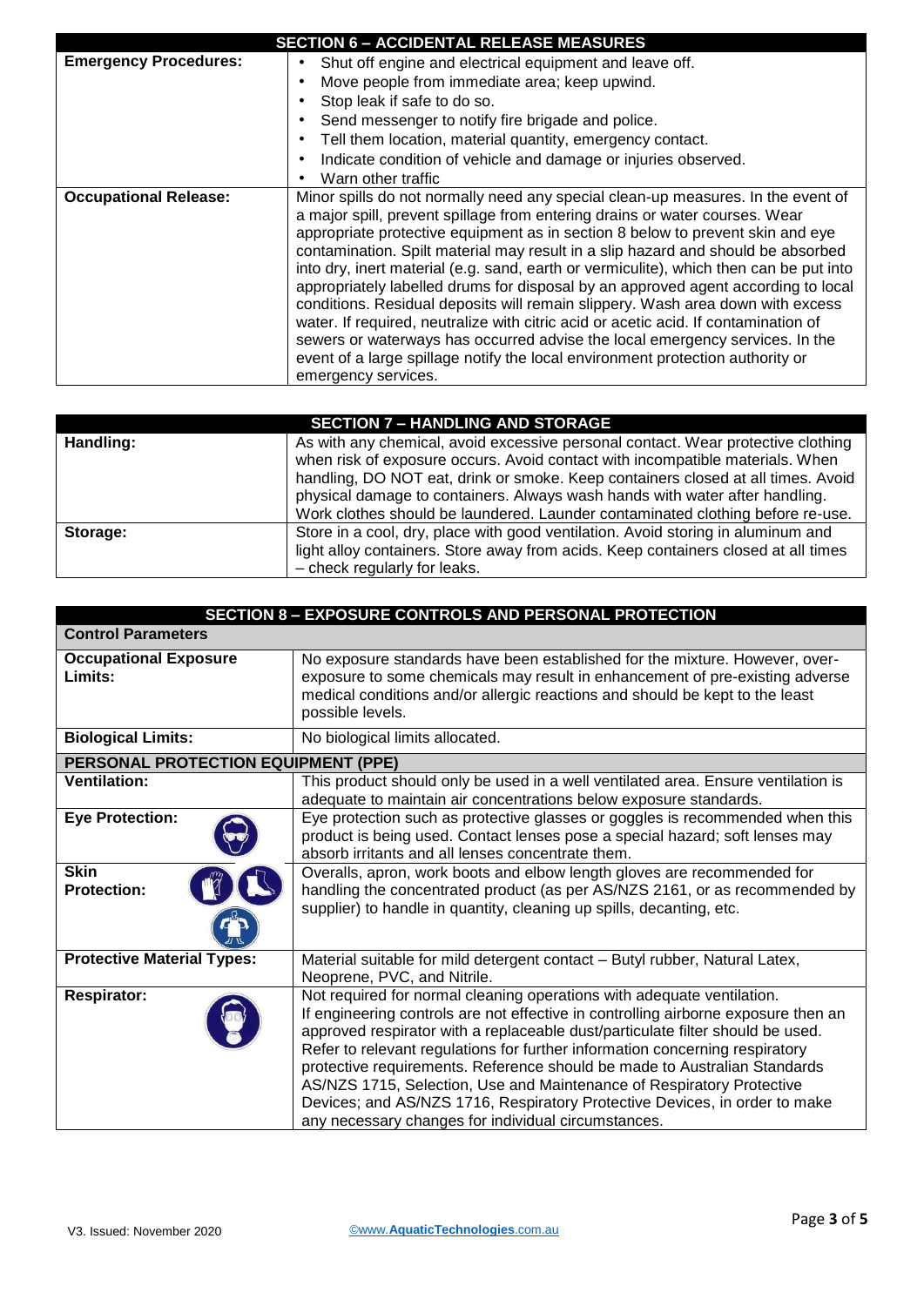## SECTION 6 – ACCIDENTAL RELEASE MEASURES

| | |
|---|---|
| **Emergency Procedures:** | • Shut off engine and electrical equipment and leave off.<br>• Move people from immediate area; keep upwind.<br>• Stop leak if safe to do so.<br>• Send messenger to notify fire brigade and police.<br>• Tell them location, material quantity, emergency contact.<br>• Indicate condition of vehicle and damage or injuries observed.<br>• Warn other traffic |
| **Occupational Release:** | Minor spills do not normally need any special clean-up measures. In the event of a major spill, prevent spillage from entering drains or water courses. Wear appropriate protective equipment as in section 8 below to prevent skin and eye contamination. Spilt material may result in a slip hazard and should be absorbed into dry, inert material (e.g. sand, earth or vermiculite), which then can be put into appropriately labelled drums for disposal by an approved agent according to local conditions. Residual deposits will remain slippery. Wash area down with excess water. If required, neutralize with citric acid or acetic acid. If contamination of sewers or waterways has occurred advise the local emergency services. In the event of a large spillage notify the local environment protection authority or emergency services. |

## SECTION 7 – HANDLING AND STORAGE

| | |
|---|---|
| **Handling:** | As with any chemical, avoid excessive personal contact. Wear protective clothing when risk of exposure occurs. Avoid contact with incompatible materials. When handling, DO NOT eat, drink or smoke. Keep containers closed at all times. Avoid physical damage to containers. Always wash hands with water after handling. Work clothes should be laundered. Launder contaminated clothing before re-use. |
| **Storage:** | Store in a cool, dry, place with good ventilation. Avoid storing in aluminum and light alloy containers. Store away from acids. Keep containers closed at all times – check regularly for leaks. |

## SECTION 8 – EXPOSURE CONTROLS AND PERSONAL PROTECTION

| | |
|---|---|
| **Control Parameters** | |
| **Occupational Exposure Limits:** | No exposure standards have been established for the mixture. However, over-exposure to some chemicals may result in enhancement of pre-existing adverse medical conditions and/or allergic reactions and should be kept to the least possible levels. |
| **Biological Limits:** | No biological limits allocated. |
| **PERSONAL PROTECTION EQUIPMENT (PPE)** | |
| **Ventilation:** | This product should only be used in a well ventilated area. Ensure ventilation is adequate to maintain air concentrations below exposure standards. |
| **Eye Protection:** | Eye protection such as protective glasses or goggles is recommended when this product is being used. Contact lenses pose a special hazard; soft lenses may absorb irritants and all lenses concentrate them. |
| **Skin Protection:** | Overalls, apron, work boots and elbow length gloves are recommended for handling the concentrated product (as per AS/NZS 2161, or as recommended by supplier) to handle in quantity, cleaning up spills, decanting, etc. |
| **Protective Material Types:** | Material suitable for mild detergent contact – Butyl rubber, Natural Latex, Neoprene, PVC, and Nitrile. |
| **Respirator:** | Not required for normal cleaning operations with adequate ventilation. If engineering controls are not effective in controlling airborne exposure then an approved respirator with a replaceable dust/particulate filter should be used. Refer to relevant regulations for further information concerning respiratory protective requirements. Reference should be made to Australian Standards AS/NZS 1715, Selection, Use and Maintenance of Respiratory Protective Devices; and AS/NZS 1716, Respiratory Protective Devices, in order to make any necessary changes for individual circumstances. |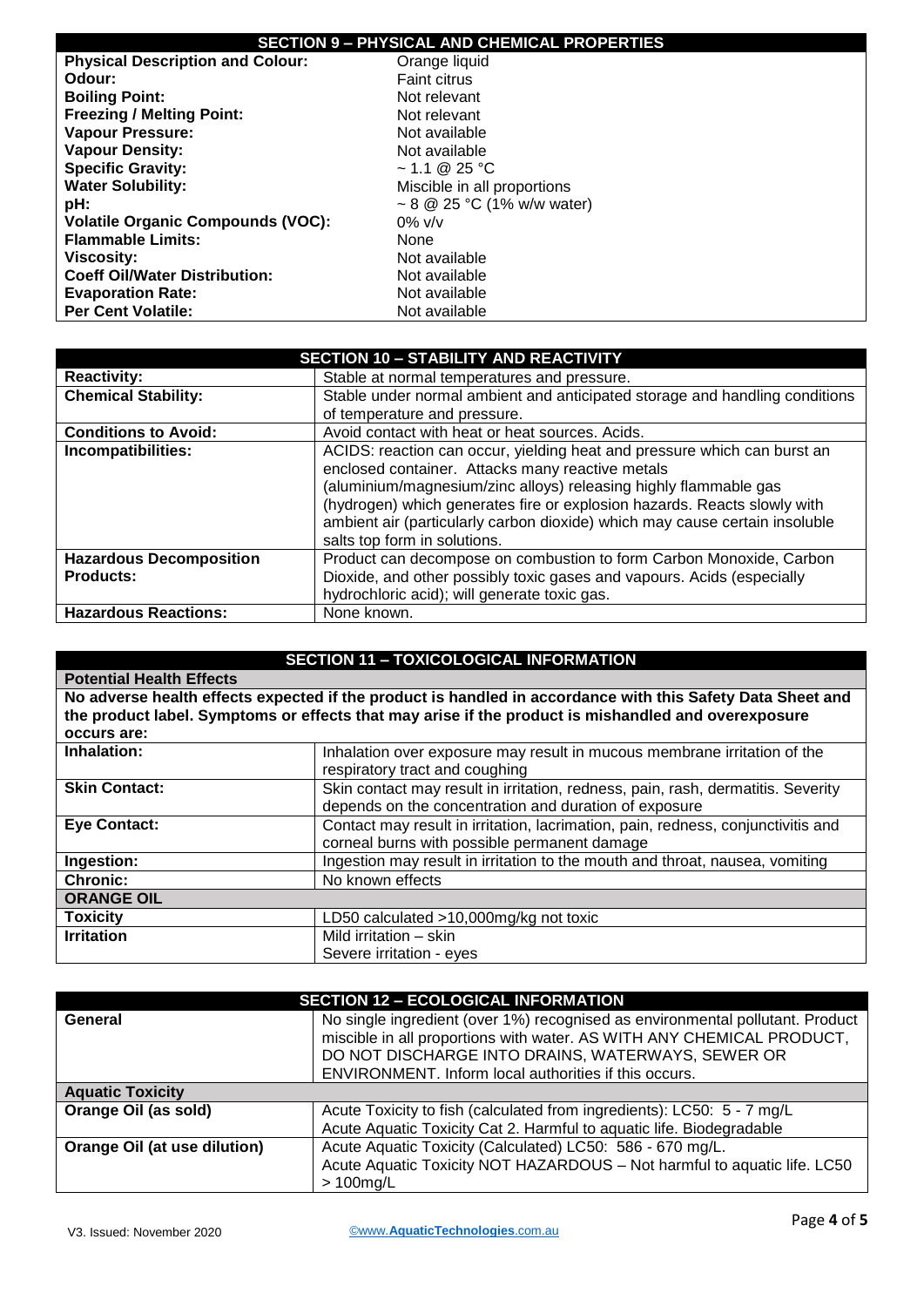## SECTION 9 – PHYSICAL AND CHEMICAL PROPERTIES

| | |
|---|---|
| **Physical Description and Colour:** | Orange liquid |
| **Odour:** | Faint citrus |
| **Boiling Point:** | Not relevant |
| **Freezing / Melting Point:** | Not relevant |
| **Vapour Pressure:** | Not available |
| **Vapour Density:** | Not available |
| **Specific Gravity:** | ~ 1.1 @ 25 °C |
| **Water Solubility:** | Miscible in all proportions |
| **pH:** | ~ 8 @ 25 °C (1% w/w water) |
| **Volatile Organic Compounds (VOC):** | 0% v/v |
| **Flammable Limits:** | None |
| **Viscosity:** | Not available |
| **Coeff Oil/Water Distribution:** | Not available |
| **Evaporation Rate:** | Not available |
| **Per Cent Volatile:** | Not available |

## SECTION 10 – STABILITY AND REACTIVITY

| | |
|---|---|
| **Reactivity:** | Stable at normal temperatures and pressure. |
| **Chemical Stability:** | Stable under normal ambient and anticipated storage and handling conditions of temperature and pressure. |
| **Conditions to Avoid:** | Avoid contact with heat or heat sources. Acids. |
| **Incompatibilities:** | ACIDS: reaction can occur, yielding heat and pressure which can burst an enclosed container. Attacks many reactive metals (aluminium/magnesium/zinc alloys) releasing highly flammable gas (hydrogen) which generates fire or explosion hazards. Reacts slowly with ambient air (particularly carbon dioxide) which may cause certain insoluble salts top form in solutions. |
| **Hazardous Decomposition Products:** | Product can decompose on combustion to form Carbon Monoxide, Carbon Dioxide, and other possibly toxic gases and vapours. Acids (especially hydrochloric acid); will generate toxic gas. |
| **Hazardous Reactions:** | None known. |

## SECTION 11 – TOXICOLOGICAL INFORMATION

**Potential Health Effects**

**No adverse health effects expected if the product is handled in accordance with this Safety Data Sheet and the product label. Symptoms or effects that may arise if the product is mishandled and overexposure occurs are:**

| | |
|---|---|
| **Inhalation:** | Inhalation over exposure may result in mucous membrane irritation of the respiratory tract and coughing |
| **Skin Contact:** | Skin contact may result in irritation, redness, pain, rash, dermatitis. Severity depends on the concentration and duration of exposure |
| **Eye Contact:** | Contact may result in irritation, lacrimation, pain, redness, conjunctivitis and corneal burns with possible permanent damage |
| **Ingestion:** | Ingestion may result in irritation to the mouth and throat, nausea, vomiting |
| **Chronic:** | No known effects |
| **ORANGE OIL** | |
| **Toxicity** | LD50 calculated >10,000mg/kg not toxic |
| **Irritation** | Mild irritation – skin<br>Severe irritation - eyes |

## SECTION 12 – ECOLOGICAL INFORMATION

| | |
|---|---|
| **General** | No single ingredient (over 1%) recognised as environmental pollutant. Product miscible in all proportions with water. AS WITH ANY CHEMICAL PRODUCT, DO NOT DISCHARGE INTO DRAINS, WATERWAYS, SEWER OR ENVIRONMENT. Inform local authorities if this occurs. |
| **Aquatic Toxicity** | |
| **Orange Oil (as sold)** | Acute Toxicity to fish (calculated from ingredients): LC50: 5 - 7 mg/L<br>Acute Aquatic Toxicity Cat 2. Harmful to aquatic life. Biodegradable |
| **Orange Oil (at use dilution)** | Acute Aquatic Toxicity (Calculated) LC50: 586 - 670 mg/L.<br>Acute Aquatic Toxicity NOT HAZARDOUS – Not harmful to aquatic life. LC50 > 100mg/L |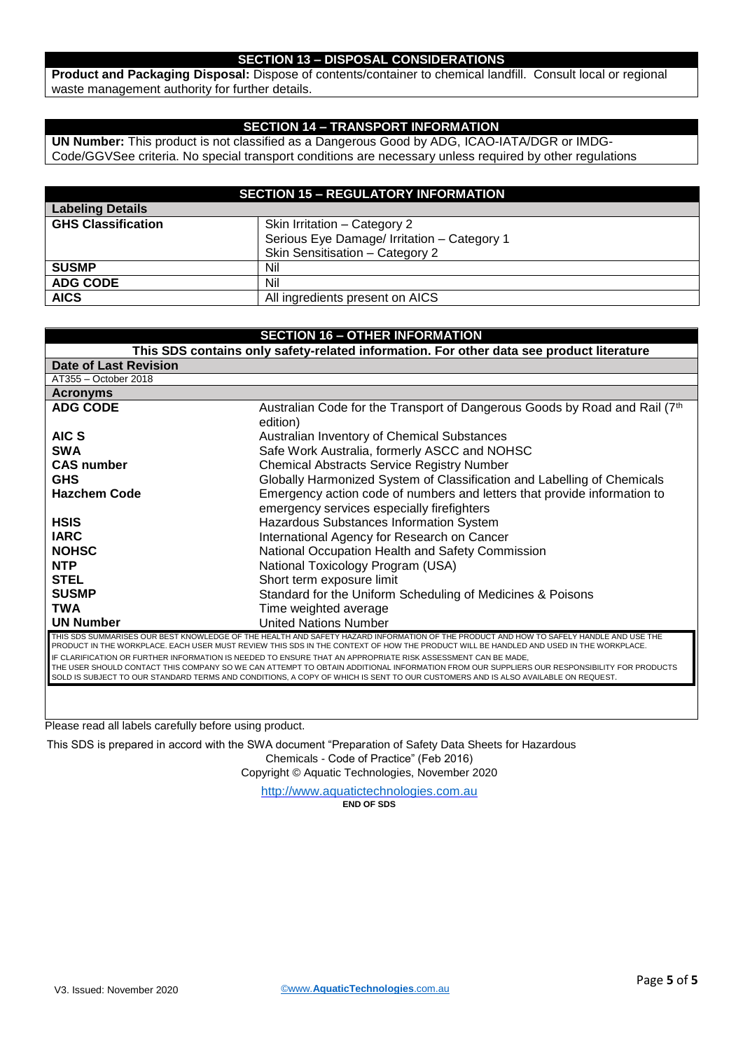## SECTION 13 – DISPOSAL CONSIDERATIONS

**Product and Packaging Disposal:** Dispose of contents/container to chemical landfill. Consult local or regional waste management authority for further details.

## SECTION 14 – TRANSPORT INFORMATION

**UN Number:** This product is not classified as a Dangerous Good by ADG, ICAO-IATA/DGR or IMDG-Code/GGVSee criteria. No special transport conditions are necessary unless required by other regulations

## SECTION 15 – REGULATORY INFORMATION

| **Labeling Details** | |
|---|---|
| **GHS Classification** | Skin Irritation – Category 2<br>Serious Eye Damage/ Irritation – Category 1<br>Skin Sensitisation – Category 2 |
| **SUSMP** | Nil |
| **ADG CODE** | Nil |
| **AICS** | All ingredients present on AICS |

## SECTION 16 – OTHER INFORMATION

**This SDS contains only safety-related information. For other data see product literature**

**Date of Last Revision**

AT355 – October 2018

**Acronyms**

| | |
|---|---|
| **ADG CODE** | Australian Code for the Transport of Dangerous Goods by Road and Rail (7th edition) |
| **AIC S** | Australian Inventory of Chemical Substances |
| **SWA** | Safe Work Australia, formerly ASCC and NOHSC |
| **CAS number** | Chemical Abstracts Service Registry Number |
| **GHS** | Globally Harmonized System of Classification and Labelling of Chemicals |
| **Hazchem Code** | Emergency action code of numbers and letters that provide information to emergency services especially firefighters |
| **HSIS** | Hazardous Substances Information System |
| **IARC** | International Agency for Research on Cancer |
| **NOHSC** | National Occupation Health and Safety Commission |
| **NTP** | National Toxicology Program (USA) |
| **STEL** | Short term exposure limit |
| **SUSMP** | Standard for the Uniform Scheduling of Medicines & Poisons |
| **TWA** | Time weighted average |
| **UN Number** | United Nations Number |

THIS SDS SUMMARISES OUR BEST KNOWLEDGE OF THE HEALTH AND SAFETY HAZARD INFORMATION OF THE PRODUCT AND HOW TO SAFELY HANDLE AND USE THE PRODUCT IN THE WORKPLACE. EACH USER MUST REVIEW THIS SDS IN THE CONTEXT OF HOW THE PRODUCT WILL BE HANDLED AND USED IN THE WORKPLACE.

IF CLARIFICATION OR FURTHER INFORMATION IS NEEDED TO ENSURE THAT AN APPROPRIATE RISK ASSESSMENT CAN BE MADE, THE USER SHOULD CONTACT THIS COMPANY SO WE CAN ATTEMPT TO OBTAIN ADDITIONAL INFORMATION FROM OUR SUPPLIERS OUR RESPONSIBILITY FOR PRODUCTS SOLD IS SUBJECT TO OUR STANDARD TERMS AND CONDITIONS, A COPY OF WHICH IS SENT TO OUR CUSTOMERS AND IS ALSO AVAILABLE ON REQUEST.

Please read all labels carefully before using product.

This SDS is prepared in accord with the SWA document "Preparation of Safety Data Sheets for Hazardous Chemicals - Code of Practice" (Feb 2016)

Copyright © Aquatic Technologies, November 2020

http://www.aquatictechnologies.com.au

**END OF SDS**

V3. Issued: November 2020 ©www.**AquaticTechnologies**.com.au